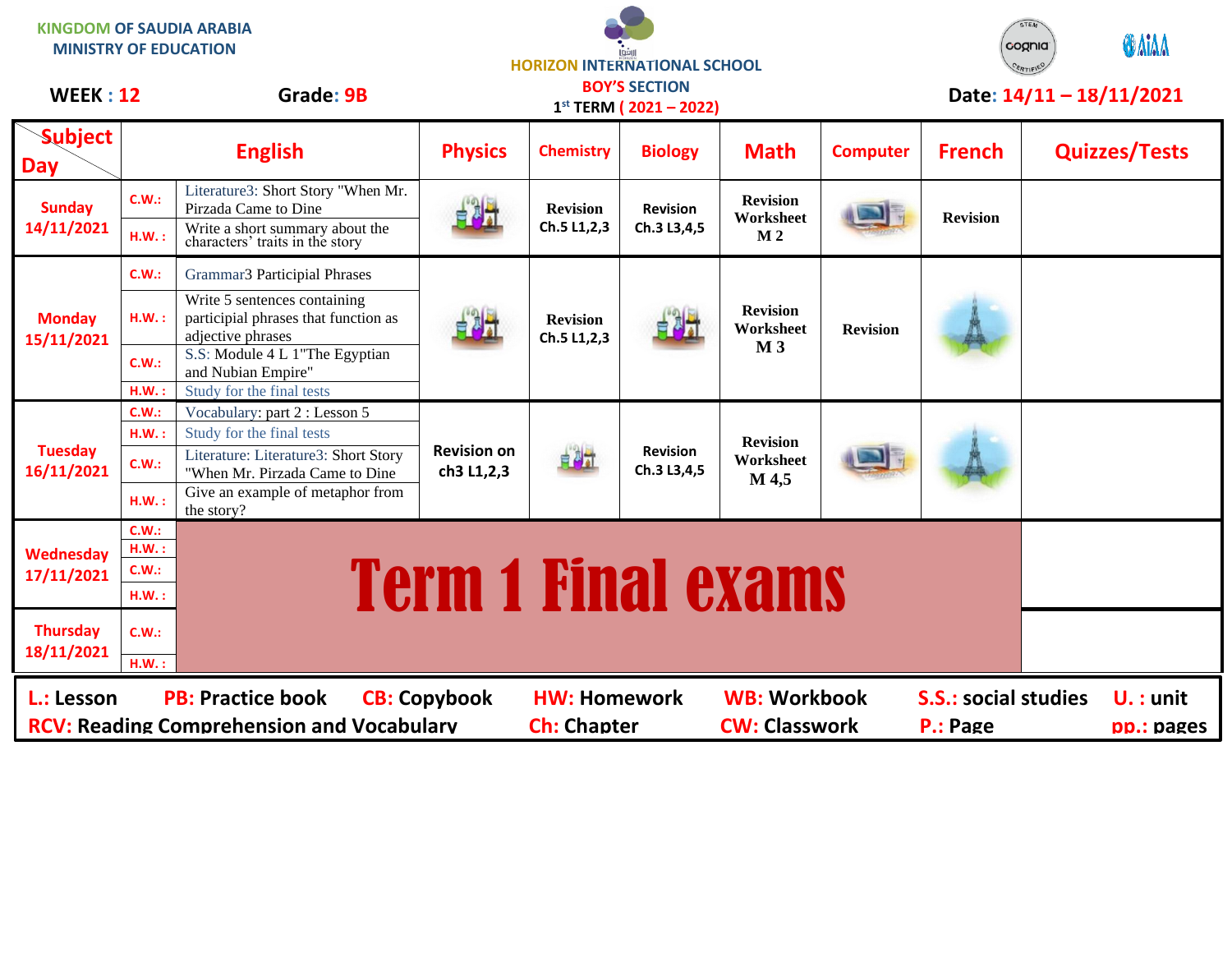KINGDOM OF SAUDIA ARABIA
MINISTRY OF EDUCATION

HORIZON INTERNATIONAL SCHOOL
BOY'S SECTION
1st TERM ( 2021 – 2022)

WEEK : 12 Grade: 9B Date: 14/11 – 18/11/2021

| Subject / Day | | English | Physics | Chemistry | Biology | Math | Computer | French | Quizzes/Tests |
|---|---|---|---|---|---|---|---|---|---|
| Sunday 14/11/2021 | C.W.: | Literature3: Short Story "When Mr. Pirzada Came to Dine | | Revision Ch.5 L1,2,3 | Revision Ch.3 L3,4,5 | Revision Worksheet M 2 | | Revision | |
| | H.W. : | Write a short summary about the characters' traits in the story | | | | | | | |
| Monday 15/11/2021 | C.W.: | Grammar3 Participial Phrases | | Revision Ch.5 L1,2,3 | | Revision Worksheet M 3 | Revision | | |
| | H.W. : | Write 5 sentences containing participial phrases that function as adjective phrases | | | | | | | |
| | C.W.: | S.S: Module 4 L 1"The Egyptian and Nubian Empire" | | | | | | | |
| | H.W. : | Study for the final tests | | | | | | | |
| Tuesday 16/11/2021 | C.W.: | Vocabulary: part 2 : Lesson 5 | Revision on ch3 L1,2,3 | | Revision Ch.3 L3,4,5 | Revision Worksheet M 4,5 | | | |
| | H.W. : | Study for the final tests | | | | | | | |
| | C.W.: | Literature: Literature3: Short Story "When Mr. Pirzada Came to Dine | | | | | | | |
| | H.W. : | Give an example of metaphor from the story? | | | | | | | |
| Wednesday 17/11/2021 | C.W.: | Term 1 Final exams | | | | | | | |
| | H.W. : | | | | | | | | |
| | C.W.: | | | | | | | | |
| | H.W. : | | | | | | | | |
| Thursday 18/11/2021 | C.W.: | | | | | | | | |
| | H.W. : | | | | | | | | |

L.: Lesson PB: Practice book CB: Copybook HW: Homework WB: Workbook S.S.: social studies U. : unit
RCV: Reading Comprehension and Vocabulary Ch: Chapter CW: Classwork P.: Page pp.: pages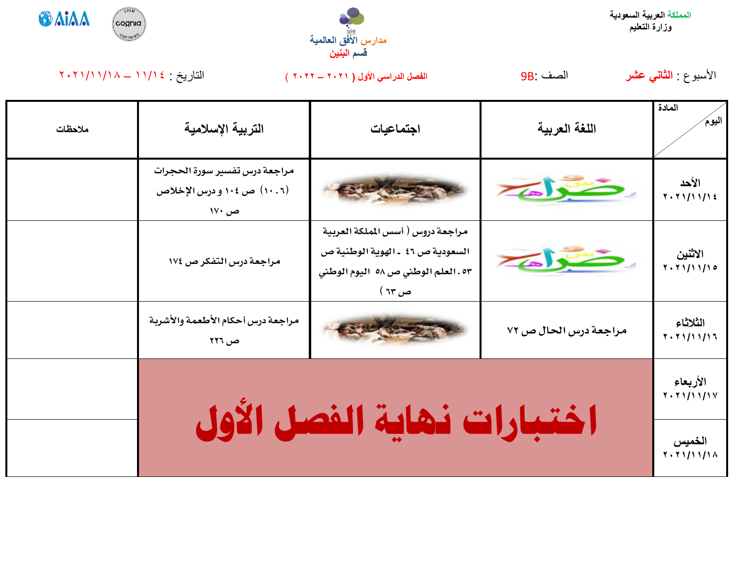المملكة العربية السعودية
وزارة التعليم

مدارس الأفق العالمية
قسم البنين

الأسبوع : الثاني عشر　　الصف :9B　　الفصل الدراسي الأول ( ٢٠٢١ – ٢٠٢٢ )　　التاريخ : ١١/١٤ – ٢٠٢١/١١/١٨

| اليوم / المادة | اللغة العربية | اجتماعيات | التربية الإسلامية | ملاحظات |
| --- | --- | --- | --- | --- |
| الأحد ٢٠٢١/١١/١٤ | | | مراجعة درس تفسير سورة الحجرات (١٠٠٦) ص ١٠٤ و درس الإخلاص ص ١٧٠ | |
| الاثنين ٢٠٢١/١١/١٥ | | مراجعة دروس ( أسس المملكة العربية السعودية ص ٤٦ ـ الهوية الوطنية ص ٥٣ . العلم الوطني ص ٥٨ اليوم الوطني ص ٦٣ ) | مراجعة درس التفكر ص ١٧٤ | |
| الثلاثاء ٢٠٢١/١١/١٦ | مراجعة درس الحال ص ٧٢ | | مراجعة درس أحكام الأطعمة والأشربة ص ٢٢٦ | |
| الأربعاء ٢٠٢١/١١/١٧ | اختبارات نهاية الفصل الأول | | | |
| الخميس ٢٠٢١/١١/١٨ | | | | |